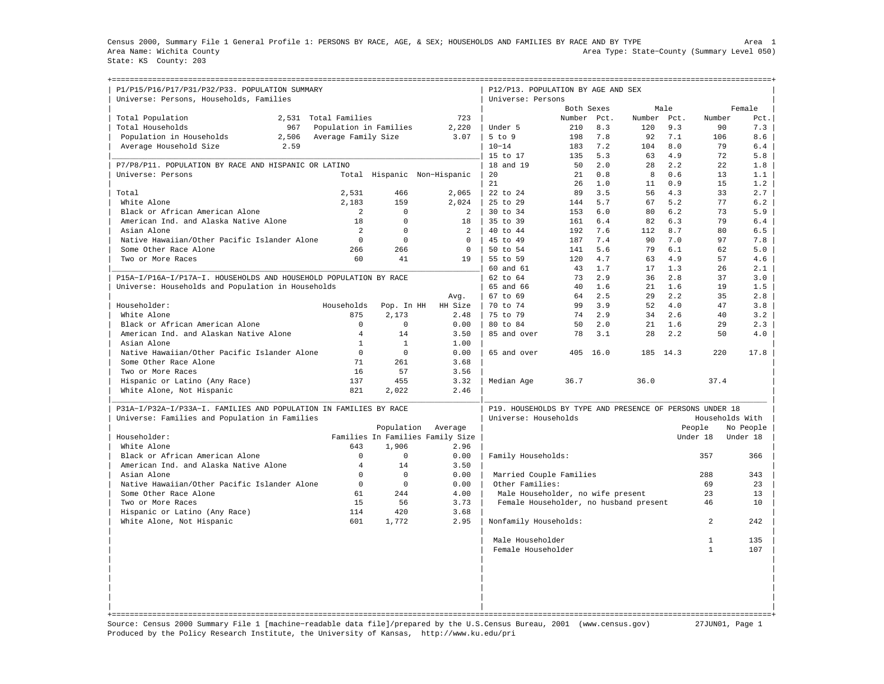Census 2000, Summary File 1 General Profile 1: PERSONS BY RACE, AGE, & SEX; HOUSEHOLDS AND FAMILIES BY RACE AND BY TYPE

Area 1

Area Name: Wichita County

Area Type: State-County (Summary Level 050)

State: KS County: 203

## P1/P15/P16/P17/P31/P32/P33. POPULATION SUMMARY

Universe: Persons, Households, Families

| | | | |
|---|---|---|---|
| Total Population | 2,531 | Total Families | 723 |
| Total Households | 967 | Population in Families | 2,220 |
| Population in Households | 2,506 | Average Family Size | 3.07 |
| Average Household Size | 2.59 | | |

## P7/P8/P11. POPULATION BY RACE AND HISPANIC OR LATINO

Universe: Persons

| | Total | Hispanic | Non-Hispanic |
|---|---|---|---|
| Total | 2,531 | 466 | 2,065 |
| White Alone | 2,183 | 159 | 2,024 |
| Black or African American Alone | 2 | 0 | 2 |
| American Ind. and Alaska Native Alone | 18 | 0 | 18 |
| Asian Alone | 2 | 0 | 2 |
| Native Hawaiian/Other Pacific Islander Alone | 0 | 0 | 0 |
| Some Other Race Alone | 266 | 266 | 0 |
| Two or More Races | 60 | 41 | 19 |

## P15A-I/P16A-I/P17A-I. HOUSEHOLDS AND HOUSEHOLD POPULATION BY RACE

Universe: Households and Population in Households

| Householder: | Households | Pop. In HH | Avg. HH Size |
|---|---|---|---|
| White Alone | 875 | 2,173 | 2.48 |
| Black or African American Alone | 0 | 0 | 0.00 |
| American Ind. and Alaskan Native Alone | 4 | 14 | 3.50 |
| Asian Alone | 1 | 1 | 1.00 |
| Native Hawaiian/Other Pacific Islander Alone | 0 | 0 | 0.00 |
| Some Other Race Alone | 71 | 261 | 3.68 |
| Two or More Races | 16 | 57 | 3.56 |
| Hispanic or Latino (Any Race) | 137 | 455 | 3.32 |
| White Alone, Not Hispanic | 821 | 2,022 | 2.46 |

## P31A-I/P32A-I/P33A-I. FAMILIES AND POPULATION IN FAMILIES BY RACE

Universe: Families and Population in Families

| Householder: | Families | Population In Families | Average Family Size |
|---|---|---|---|
| White Alone | 643 | 1,906 | 2.96 |
| Black or African American Alone | 0 | 0 | 0.00 |
| American Ind. and Alaska Native Alone | 4 | 14 | 3.50 |
| Asian Alone | 0 | 0 | 0.00 |
| Native Hawaiian/Other Pacific Islander Alone | 0 | 0 | 0.00 |
| Some Other Race Alone | 61 | 244 | 4.00 |
| Two or More Races | 15 | 56 | 3.73 |
| Hispanic or Latino (Any Race) | 114 | 420 | 3.68 |
| White Alone, Not Hispanic | 601 | 1,772 | 2.95 |

## P12/P13. POPULATION BY AGE AND SEX

Universe: Persons

| | Both Sexes Number | Both Sexes Pct. | Male Number | Male Pct. | Female Number | Female Pct. |
|---|---|---|---|---|---|---|
| Under 5 | 210 | 8.3 | 120 | 9.3 | 90 | 7.3 |
| 5 to 9 | 198 | 7.8 | 92 | 7.1 | 106 | 8.6 |
| 10-14 | 183 | 7.2 | 104 | 8.0 | 79 | 6.4 |
| 15 to 17 | 135 | 5.3 | 63 | 4.9 | 72 | 5.8 |
| 18 and 19 | 50 | 2.0 | 28 | 2.2 | 22 | 1.8 |
| 20 | 21 | 0.8 | 8 | 0.6 | 13 | 1.1 |
| 21 | 26 | 1.0 | 11 | 0.9 | 15 | 1.2 |
| 22 to 24 | 89 | 3.5 | 56 | 4.3 | 33 | 2.7 |
| 25 to 29 | 144 | 5.7 | 67 | 5.2 | 77 | 6.2 |
| 30 to 34 | 153 | 6.0 | 80 | 6.2 | 73 | 5.9 |
| 35 to 39 | 161 | 6.4 | 82 | 6.3 | 79 | 6.4 |
| 40 to 44 | 192 | 7.6 | 112 | 8.7 | 80 | 6.5 |
| 45 to 49 | 187 | 7.4 | 90 | 7.0 | 97 | 7.8 |
| 50 to 54 | 141 | 5.6 | 79 | 6.1 | 62 | 5.0 |
| 55 to 59 | 120 | 4.7 | 63 | 4.9 | 57 | 4.6 |
| 60 and 61 | 43 | 1.7 | 17 | 1.3 | 26 | 2.1 |
| 62 to 64 | 73 | 2.9 | 36 | 2.8 | 37 | 3.0 |
| 65 and 66 | 40 | 1.6 | 21 | 1.6 | 19 | 1.5 |
| 67 to 69 | 64 | 2.5 | 29 | 2.2 | 35 | 2.8 |
| 70 to 74 | 99 | 3.9 | 52 | 4.0 | 47 | 3.8 |
| 75 to 79 | 74 | 2.9 | 34 | 2.6 | 40 | 3.2 |
| 80 to 84 | 50 | 2.0 | 21 | 1.6 | 29 | 2.3 |
| 85 and over | 78 | 3.1 | 28 | 2.2 | 50 | 4.0 |
| 65 and over | 405 | 16.0 | 185 | 14.3 | 220 | 17.8 |
| Median Age | 36.7 | | 36.0 | | 37.4 | |

## P19. HOUSEHOLDS BY TYPE AND PRESENCE OF PERSONS UNDER 18

Universe: Households

| | Households With People Under 18 | Households With No People Under 18 |
|---|---|---|
| Family Households: | 357 | 366 |
| Married Couple Families | 288 | 343 |
| Other Families: | 69 | 23 |
| Male Householder, no wife present | 23 | 13 |
| Female Householder, no husband present | 46 | 10 |
| Nonfamily Households: | 2 | 242 |
| Male Householder | 1 | 135 |
| Female Householder | 1 | 107 |

Source: Census 2000 Summary File 1 [machine-readable data file]/prepared by the U.S.Census Bureau, 2001 (www.census.gov) 27JUN01, Page 1

Produced by the Policy Research Institute, the University of Kansas, http://www.ku.edu/pri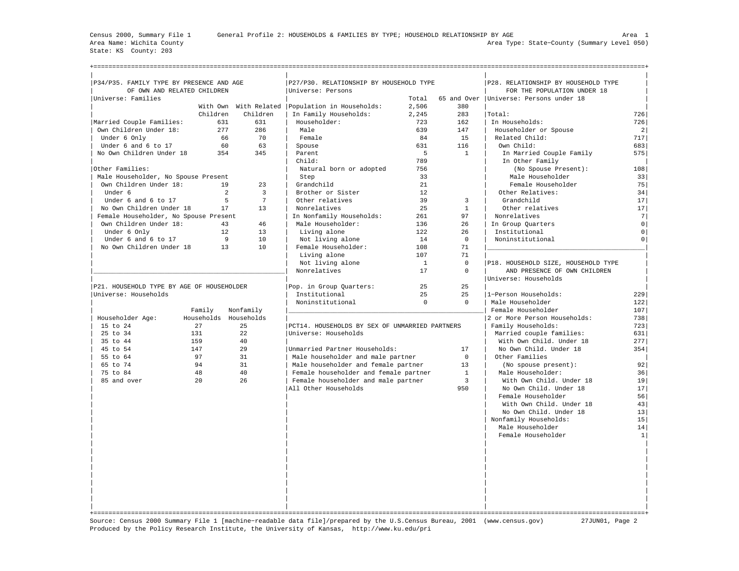Census 2000, Summary File 1 General Profile 2: HOUSEHOLDS & FAMILIES BY TYPE; HOUSEHOLD RELATIONSHIP BY AGE Area 1

Area Name: Wichita County Area Type: State-County (Summary Level 050)

State: KS County: 203

## P34/P35. FAMILY TYPE BY PRESENCE AND AGE OF OWN AND RELATED CHILDREN

Universe: Families

| | With Own Children | With Related Children |
|---|---|---|
| Married Couple Families: | 631 | 631 |
| Own Children Under 18: | 277 | 286 |
| Under 6 Only | 66 | 70 |
| Under 6 and 6 to 17 | 60 | 63 |
| No Own Children Under 18 | 354 | 345 |
| Other Families: | | |
| Male Householder, No Spouse Present | | |
| Own Children Under 18: | 19 | 23 |
| Under 6 | 2 | 3 |
| Under 6 and 6 to 17 | 5 | 7 |
| No Own Children Under 18 | 17 | 13 |
| Female Householder, No Spouse Present | | |
| Own Children Under 18: | 43 | 46 |
| Under 6 Only | 12 | 13 |
| Under 6 and 6 to 17 | 9 | 10 |
| No Own Children Under 18 | 13 | 10 |

## P21. HOUSEHOLD TYPE BY AGE OF HOUSEHOLDER

Universe: Households

| Householder Age: | Family Households | Nonfamily Households |
|---|---|---|
| 15 to 24 | 27 | 25 |
| 25 to 34 | 131 | 22 |
| 35 to 44 | 159 | 40 |
| 45 to 54 | 147 | 29 |
| 55 to 64 | 97 | 31 |
| 65 to 74 | 94 | 31 |
| 75 to 84 | 48 | 40 |
| 85 and over | 20 | 26 |

## P27/P30. RELATIONSHIP BY HOUSEHOLD TYPE

Universe: Persons

| | Total | 65 and Over |
|---|---|---|
| Population in Households: | 2,506 | 380 |
| In Family Households: | 2,245 | 283 |
| Householder: | 723 | 162 |
| Male | 639 | 147 |
| Female | 84 | 15 |
| Spouse | 631 | 116 |
| Parent | 5 | 1 |
| Child: | 789 | |
| Natural born or adopted | 756 | |
| Step | 33 | |
| Grandchild | 21 | |
| Brother or Sister | 12 | |
| Other relatives | 39 | 3 |
| Nonrelatives | 25 | 1 |
| In Nonfamily Households: | 261 | 97 |
| Male Householder: | 136 | 26 |
| Living alone | 122 | 26 |
| Not living alone | 14 | 0 |
| Female Householder: | 108 | 71 |
| Living alone | 107 | 71 |
| Not living alone | 1 | 0 |
| Nonrelatives | 17 | 0 |
| Pop. in Group Quarters: | 25 | 25 |
| Institutional | 25 | 25 |
| Noninstitutional | 0 | 0 |

## PCT14. HOUSEHOLDS BY SEX OF UNMARRIED PARTNERS

Universe: Households

| | |
|---|---|
| Unmarried Partner Households: | 17 |
| Male householder and male partner | 0 |
| Male householder and female partner | 13 |
| Female householder and female partner | 1 |
| Female householder and male partner | 3 |
| All Other Households | 950 |

## P28. RELATIONSHIP BY HOUSEHOLD TYPE FOR THE POPULATION UNDER 18

Universe: Persons under 18

| | |
|---|---|
| Total: | 726 |
| In Households: | 726 |
| Householder or Spouse | 2 |
| Related Child: | 717 |
| Own Child: | 683 |
| In Married Couple Family | 575 |
| In Other Family (No Spouse Present): | 108 |
| Male Householder | 33 |
| Female Householder | 75 |
| Other Relatives: | 34 |
| Grandchild | 17 |
| Other relatives | 17 |
| Nonrelatives | 7 |
| In Group Quarters | 0 |
| Institutional | 0 |
| Noninstitutional | 0 |

## P18. HOUSEHOLD SIZE, HOUSEHOLD TYPE AND PRESENCE OF OWN CHILDREN

Universe: Households

| | |
|---|---|
| 1-Person Households: | 229 |
| Male Householder | 122 |
| Female Householder | 107 |
| 2 or More Person Households: | 738 |
| Family Households: | 723 |
| Married couple families: | 631 |
| With Own Child. Under 18 | 277 |
| No Own Child. Under 18 | 354 |
| Other Families (No spouse present): | 92 |
| Male Householder: | 36 |
| With Own Child. Under 18 | 19 |
| No Own Child. Under 18 | 17 |
| Female Householder | 56 |
| With Own Child. Under 18 | 43 |
| No Own Child. Under 18 | 13 |
| Nonfamily Households: | 15 |
| Male Householder | 14 |
| Female Householder | 1 |

Source: Census 2000 Summary File 1 [machine-readable data file]/prepared by the U.S.Census Bureau, 2001 (www.census.gov) 27JUN01

Produced by the Policy Research Institute, the University of Kansas, http://www.ku.edu/pri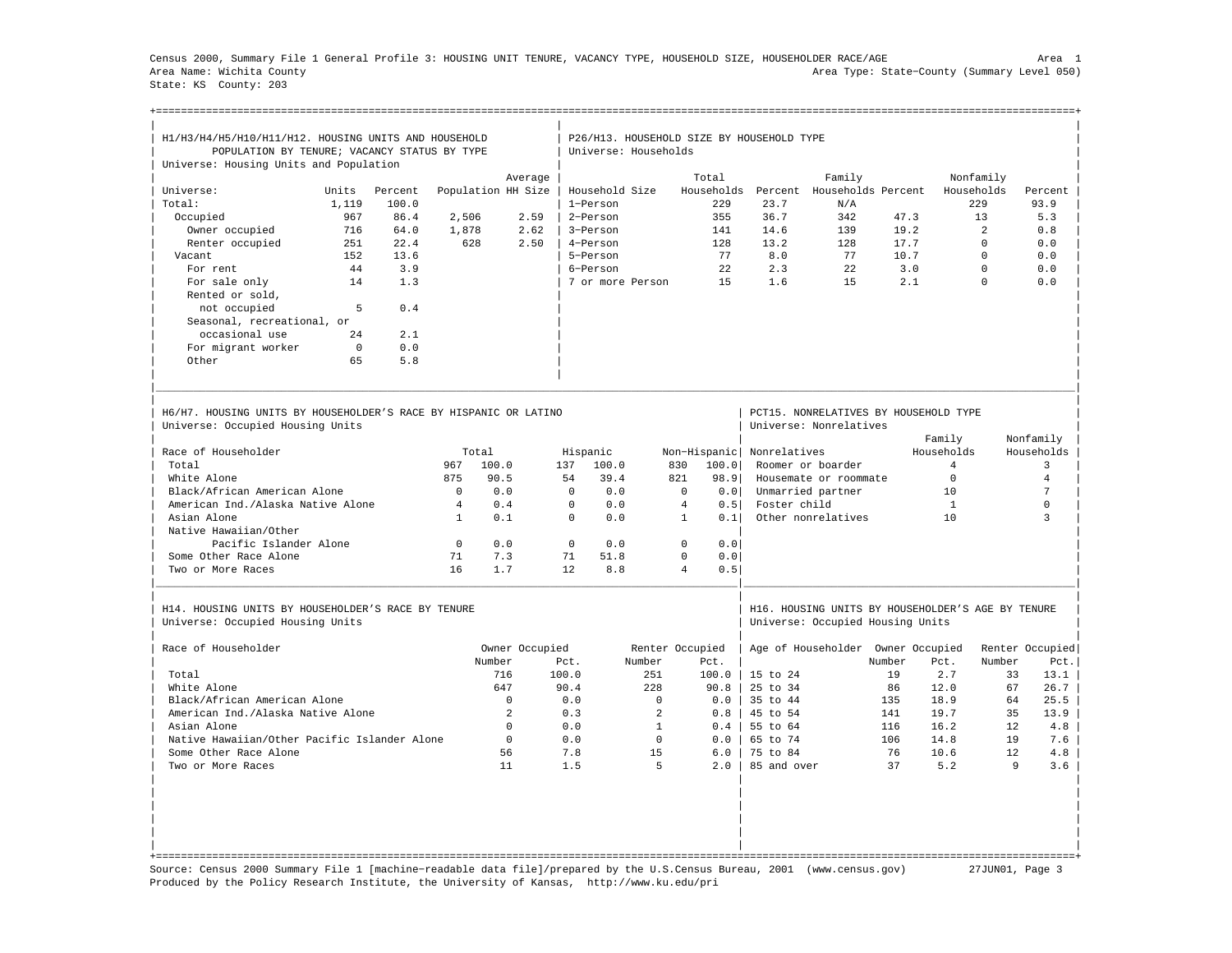Census 2000, Summary File 1 General Profile 3: HOUSING UNIT TENURE, VACANCY TYPE, HOUSEHOLD SIZE, HOUSEHOLDER RACE/AGE — Area 1

Area Name: Wichita County — Area Type: State-County (Summary Level 050)

State: KS County: 203

## H1/H3/H4/H5/H10/H11/H12. HOUSING UNITS AND HOUSEHOLD POPULATION BY TENURE; VACANCY STATUS BY TYPE

Universe: Housing Units and Population

| Universe: | Units | Percent | Population | Average HH Size |
|---|---|---|---|---|
| Total: | 1,119 | 100.0 | | |
| Occupied | 967 | 86.4 | 2,506 | 2.59 |
| Owner occupied | 716 | 64.0 | 1,878 | 2.62 |
| Renter occupied | 251 | 22.4 | 628 | 2.50 |
| Vacant | 152 | 13.6 | | |
| For rent | 44 | 3.9 | | |
| For sale only | 14 | 1.3 | | |
| Rented or sold, not occupied | 5 | 0.4 | | |
| Seasonal, recreational, or occasional use | 24 | 2.1 | | |
| For migrant worker | 0 | 0.0 | | |
| Other | 65 | 5.8 | | |

## P26/H13. HOUSEHOLD SIZE BY HOUSEHOLD TYPE

Universe: Households

| Household Size | Total Households | Percent | Family Households | Percent | Nonfamily Households | Percent |
|---|---|---|---|---|---|---|
| 1-Person | 229 | 23.7 | N/A | | 229 | 93.9 |
| 2-Person | 355 | 36.7 | 342 | 47.3 | 13 | 5.3 |
| 3-Person | 141 | 14.6 | 139 | 19.2 | 2 | 0.8 |
| 4-Person | 128 | 13.2 | 128 | 17.7 | 0 | 0.0 |
| 5-Person | 77 | 8.0 | 77 | 10.7 | 0 | 0.0 |
| 6-Person | 22 | 2.3 | 22 | 3.0 | 0 | 0.0 |
| 7 or more Person | 15 | 1.6 | 15 | 2.1 | 0 | 0.0 |

## H6/H7. HOUSING UNITS BY HOUSEHOLDER'S RACE BY HISPANIC OR LATINO

Universe: Occupied Housing Units

| Race of Householder | Total | | Hispanic | | Non-Hispanic | |
|---|---|---|---|---|---|---|
| Total | 967 | 100.0 | 137 | 100.0 | 830 | 100.0 |
| White Alone | 875 | 90.5 | 54 | 39.4 | 821 | 98.9 |
| Black/African American Alone | 0 | 0.0 | 0 | 0.0 | 0 | 0.0 |
| American Ind./Alaska Native Alone | 4 | 0.4 | 0 | 0.0 | 4 | 0.5 |
| Asian Alone | 1 | 0.1 | 0 | 0.0 | 1 | 0.1 |
| Native Hawaiian/Other Pacific Islander Alone | 0 | 0.0 | 0 | 0.0 | 0 | 0.0 |
| Some Other Race Alone | 71 | 7.3 | 71 | 51.8 | 0 | 0.0 |
| Two or More Races | 16 | 1.7 | 12 | 8.8 | 4 | 0.5 |

## PCT15. NONRELATIVES BY HOUSEHOLD TYPE

Universe: Nonrelatives

| Nonrelatives | Family Households | Nonfamily Households |
|---|---|---|
| Roomer or boarder | 4 | 3 |
| Housemate or roommate | 0 | 4 |
| Unmarried partner | 10 | 7 |
| Foster child | 1 | 0 |
| Other nonrelatives | 10 | 3 |

## H14. HOUSING UNITS BY HOUSEHOLDER'S RACE BY TENURE

Universe: Occupied Housing Units

| Race of Householder | Owner Occupied Number | Owner Occupied Pct. | Renter Occupied Number | Renter Occupied Pct. |
|---|---|---|---|---|
| Total | 716 | 100.0 | 251 | 100.0 |
| White Alone | 647 | 90.4 | 228 | 90.8 |
| Black/African American Alone | 0 | 0.0 | 0 | 0.0 |
| American Ind./Alaska Native Alone | 2 | 0.3 | 2 | 0.8 |
| Asian Alone | 0 | 0.0 | 1 | 0.4 |
| Native Hawaiian/Other Pacific Islander Alone | 0 | 0.0 | 0 | 0.0 |
| Some Other Race Alone | 56 | 7.8 | 15 | 6.0 |
| Two or More Races | 11 | 1.5 | 5 | 2.0 |

## H16. HOUSING UNITS BY HOUSEHOLDER'S AGE BY TENURE

Universe: Occupied Housing Units

| Age of Householder | Owner Occupied Number | Owner Occupied Pct. | Renter Occupied Number | Renter Occupied Pct. |
|---|---|---|---|---|
| 15 to 24 | 19 | 2.7 | 33 | 13.1 |
| 25 to 34 | 86 | 12.0 | 67 | 26.7 |
| 35 to 44 | 135 | 18.9 | 64 | 25.5 |
| 45 to 54 | 141 | 19.7 | 35 | 13.9 |
| 55 to 64 | 116 | 16.2 | 12 | 4.8 |
| 65 to 74 | 106 | 14.8 | 19 | 7.6 |
| 75 to 84 | 76 | 10.6 | 12 | 4.8 |
| 85 and over | 37 | 5.2 | 9 | 3.6 |

Source: Census 2000 Summary File 1 [machine-readable data file]/prepared by the U.S.Census Bureau, 2001 (www.census.gov) 27JUN01

Produced by the Policy Research Institute, the University of Kansas, http://www.ku.edu/pri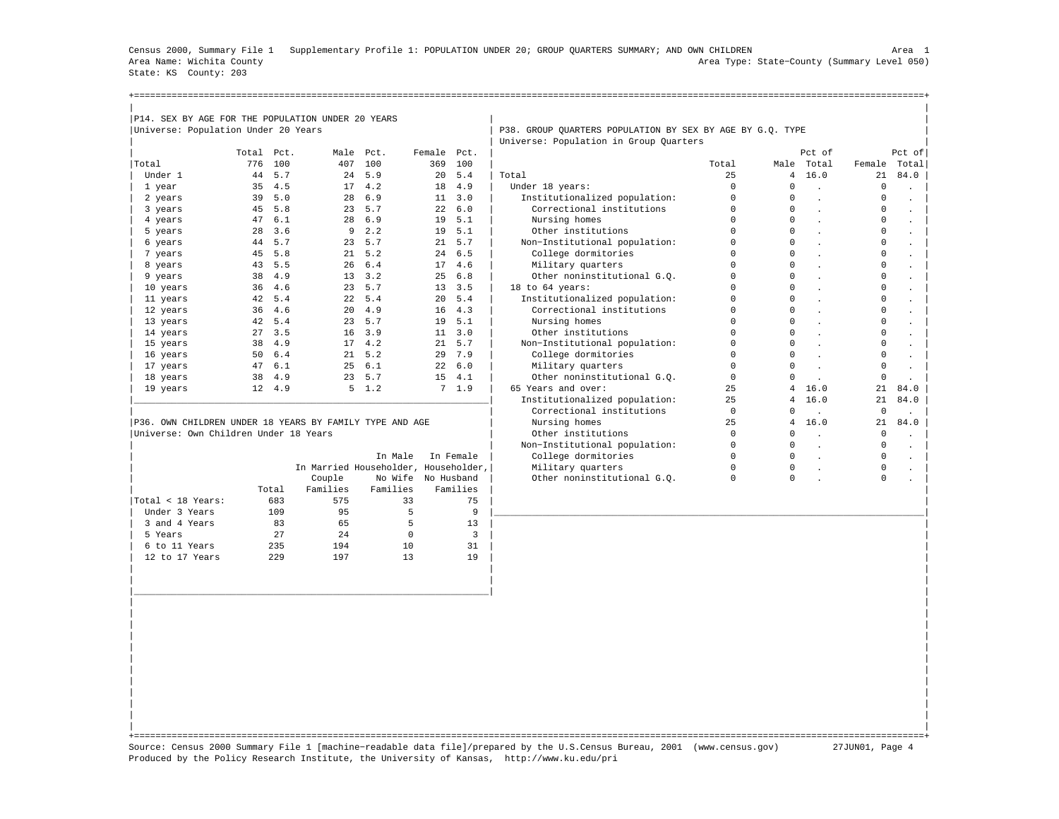Census 2000, Summary File 1 Supplementary Profile 1: POPULATION UNDER 20; GROUP QUARTERS SUMMARY; AND OWN CHILDREN

Area Name: Wichita County
State: KS County: 203

Area 1
Area Type: State-County (Summary Level 050)

## P14. SEX BY AGE FOR THE POPULATION UNDER 20 YEARS

Universe: Population Under 20 Years

| | Total | Pct. | Male | Pct. | Female | Pct. |
|---|---|---|---|---|---|---|
| Total | 776 | 100 | 407 | 100 | 369 | 100 |
| Under 1 | 44 | 5.7 | 24 | 5.9 | 20 | 5.4 |
| 1 year | 35 | 4.5 | 17 | 4.2 | 18 | 4.9 |
| 2 years | 39 | 5.0 | 28 | 6.9 | 11 | 3.0 |
| 3 years | 45 | 5.8 | 23 | 5.7 | 22 | 6.0 |
| 4 years | 47 | 6.1 | 28 | 6.9 | 19 | 5.1 |
| 5 years | 28 | 3.6 | 9 | 2.2 | 19 | 5.1 |
| 6 years | 44 | 5.7 | 23 | 5.7 | 21 | 5.7 |
| 7 years | 45 | 5.8 | 21 | 5.2 | 24 | 6.5 |
| 8 years | 43 | 5.5 | 26 | 6.4 | 17 | 4.6 |
| 9 years | 38 | 4.9 | 13 | 3.2 | 25 | 6.8 |
| 10 years | 36 | 4.6 | 23 | 5.7 | 13 | 3.5 |
| 11 years | 42 | 5.4 | 22 | 5.4 | 20 | 5.4 |
| 12 years | 36 | 4.6 | 20 | 4.9 | 16 | 4.3 |
| 13 years | 42 | 5.4 | 23 | 5.7 | 19 | 5.1 |
| 14 years | 27 | 3.5 | 16 | 3.9 | 11 | 3.0 |
| 15 years | 38 | 4.9 | 17 | 4.2 | 21 | 5.7 |
| 16 years | 50 | 6.4 | 21 | 5.2 | 29 | 7.9 |
| 17 years | 47 | 6.1 | 25 | 6.1 | 22 | 6.0 |
| 18 years | 38 | 4.9 | 23 | 5.7 | 15 | 4.1 |
| 19 years | 12 | 4.9 | 5 | 1.2 | 7 | 1.9 |

## P36. OWN CHILDREN UNDER 18 YEARS BY FAMILY TYPE AND AGE

Universe: Own Children Under 18 Years

| | Total | In Married Couple Families | In Male Householder, No Wife Families | In Female Householder, No Husband Families |
|---|---|---|---|---|
| Total < 18 Years: | 683 | 575 | 33 | 75 |
| Under 3 Years | 109 | 95 | 5 | 9 |
| 3 and 4 Years | 83 | 65 | 5 | 13 |
| 5 Years | 27 | 24 | 0 | 3 |
| 6 to 11 Years | 235 | 194 | 10 | 31 |
| 12 to 17 Years | 229 | 197 | 13 | 19 |

## P38. GROUP QUARTERS POPULATION BY SEX BY AGE BY G.Q. TYPE

Universe: Population in Group Quarters

| | Total | Male | Pct of Total | Female | Pct of Total |
|---|---|---|---|---|---|
| Total | 25 | 4 | 16.0 | 21 | 84.0 |
| Under 18 years: | 0 | 0 | . | 0 | . |
| Institutionalized population: | 0 | 0 | . | 0 | . |
| Correctional institutions | 0 | 0 | . | 0 | . |
| Nursing homes | 0 | 0 | . | 0 | . |
| Other institutions | 0 | 0 | . | 0 | . |
| Non-Institutional population: | 0 | 0 | . | 0 | . |
| College dormitories | 0 | 0 | . | 0 | . |
| Military quarters | 0 | 0 | . | 0 | . |
| Other noninstitutional G.Q. | 0 | 0 | . | 0 | . |
| 18 to 64 years: | 0 | 0 | . | 0 | . |
| Institutionalized population: | 0 | 0 | . | 0 | . |
| Correctional institutions | 0 | 0 | . | 0 | . |
| Nursing homes | 0 | 0 | . | 0 | . |
| Other institutions | 0 | 0 | . | 0 | . |
| Non-Institutional population: | 0 | 0 | . | 0 | . |
| College dormitories | 0 | 0 | . | 0 | . |
| Military quarters | 0 | 0 | . | 0 | . |
| Other noninstitutional G.Q. | 0 | 0 | . | 0 | . |
| 65 Years and over: | 25 | 4 | 16.0 | 21 | 84.0 |
| Institutionalized population: | 25 | 4 | 16.0 | 21 | 84.0 |
| Correctional institutions | 0 | 0 | . | 0 | . |
| Nursing homes | 25 | 4 | 16.0 | 21 | 84.0 |
| Other institutions | 0 | 0 | . | 0 | . |
| Non-Institutional population: | 0 | 0 | . | 0 | . |
| College dormitories | 0 | 0 | . | 0 | . |
| Military quarters | 0 | 0 | . | 0 | . |
| Other noninstitutional G.Q. | 0 | 0 | . | 0 | . |

Source: Census 2000 Summary File 1 [machine-readable data file]/prepared by the U.S.Census Bureau, 2001 (www.census.gov) 27JUN01
Produced by the Policy Research Institute, the University of Kansas, http://www.ku.edu/pri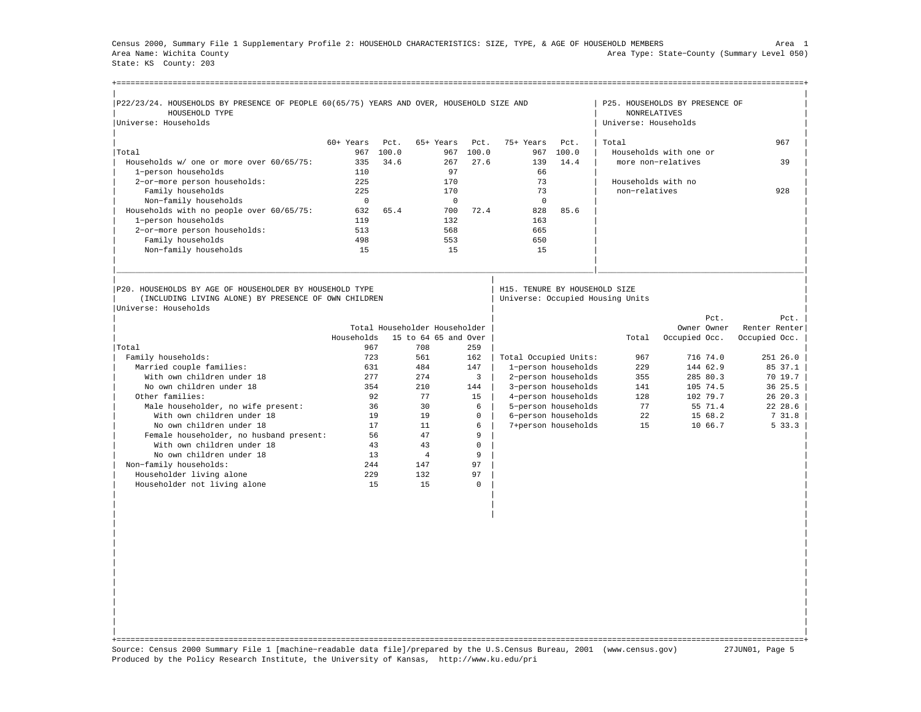Census 2000, Summary File 1 Supplementary Profile 2: HOUSEHOLD CHARACTERISTICS: SIZE, TYPE, & AGE OF HOUSEHOLD MEMBERS

Area 1

Area Name: Wichita County

Area Type: State-County (Summary Level 050)

State: KS County: 203

## P22/23/24. HOUSEHOLDS BY PRESENCE OF PEOPLE 60(65/75) YEARS AND OVER, HOUSEHOLD SIZE AND HOUSEHOLD TYPE

Universe: Households

| | 60+ Years | Pct. | 65+ Years | Pct. | 75+ Years | Pct. |
|---|---|---|---|---|---|---|
| Total | 967 | 100.0 | 967 | 100.0 | 967 | 100.0 |
| Households w/ one or more over 60/65/75: | 335 | 34.6 | 267 | 27.6 | 139 | 14.4 |
| 1-person households | 110 | | 97 | | 66 | |
| 2-or-more person households: | 225 | | 170 | | 73 | |
| Family households | 225 | | 170 | | 73 | |
| Non-family households | 0 | | 0 | | 0 | |
| Households with no people over 60/65/75: | 632 | 65.4 | 700 | 72.4 | 828 | 85.6 |
| 1-person households | 119 | | 132 | | 163 | |
| 2-or-more person households: | 513 | | 568 | | 665 | |
| Family households | 498 | | 553 | | 650 | |
| Non-family households | 15 | | 15 | | 15 | |

## P25. HOUSEHOLDS BY PRESENCE OF NONRELATIVES

Universe: Households

| | |
|---|---|
| Total | 967 |
| Households with one or more non-relatives | 39 |
| Households with no non-relatives | 928 |

## P20. HOUSEHOLDS BY AGE OF HOUSEHOLDER BY HOUSEHOLD TYPE (INCLUDING LIVING ALONE) BY PRESENCE OF OWN CHILDREN

Universe: Households

| | Total Households | Householder 15 to 64 | Householder 65 and Over |
|---|---|---|---|
| Total | 967 | 708 | 259 |
| Family households: | 723 | 561 | 162 |
| Married couple families: | 631 | 484 | 147 |
| With own children under 18 | 277 | 274 | 3 |
| No own children under 18 | 354 | 210 | 144 |
| Other families: | 92 | 77 | 15 |
| Male householder, no wife present: | 36 | 30 | 6 |
| With own children under 18 | 19 | 19 | 0 |
| No own children under 18 | 17 | 11 | 6 |
| Female householder, no husband present: | 56 | 47 | 9 |
| With own children under 18 | 43 | 43 | 0 |
| No own children under 18 | 13 | 4 | 9 |
| Non-family households: | 244 | 147 | 97 |
| Householder living alone | 229 | 132 | 97 |
| Householder not living alone | 15 | 15 | 0 |

## H15. TENURE BY HOUSEHOLD SIZE

Universe: Occupied Housing Units

| | Total | Owner Occupied | Pct. Owner Occ. | Renter Occupied | Pct. Renter Occ. |
|---|---|---|---|---|---|
| Total Occupied Units: | 967 | 716 | 74.0 | 251 | 26.0 |
| 1-person households | 229 | 144 | 62.9 | 85 | 37.1 |
| 2-person households | 355 | 285 | 80.3 | 70 | 19.7 |
| 3-person households | 141 | 105 | 74.5 | 36 | 25.5 |
| 4-person households | 128 | 102 | 79.7 | 26 | 20.3 |
| 5-person households | 77 | 55 | 71.4 | 22 | 28.6 |
| 6-person households | 22 | 15 | 68.2 | 7 | 31.8 |
| 7+person households | 15 | 10 | 66.7 | 5 | 33.3 |

Source: Census 2000 Summary File 1 [machine-readable data file]/prepared by the U.S.Census Bureau, 2001 (www.census.gov) 27JUN01, Page 5

Produced by the Policy Research Institute, the University of Kansas, http://www.ku.edu/pri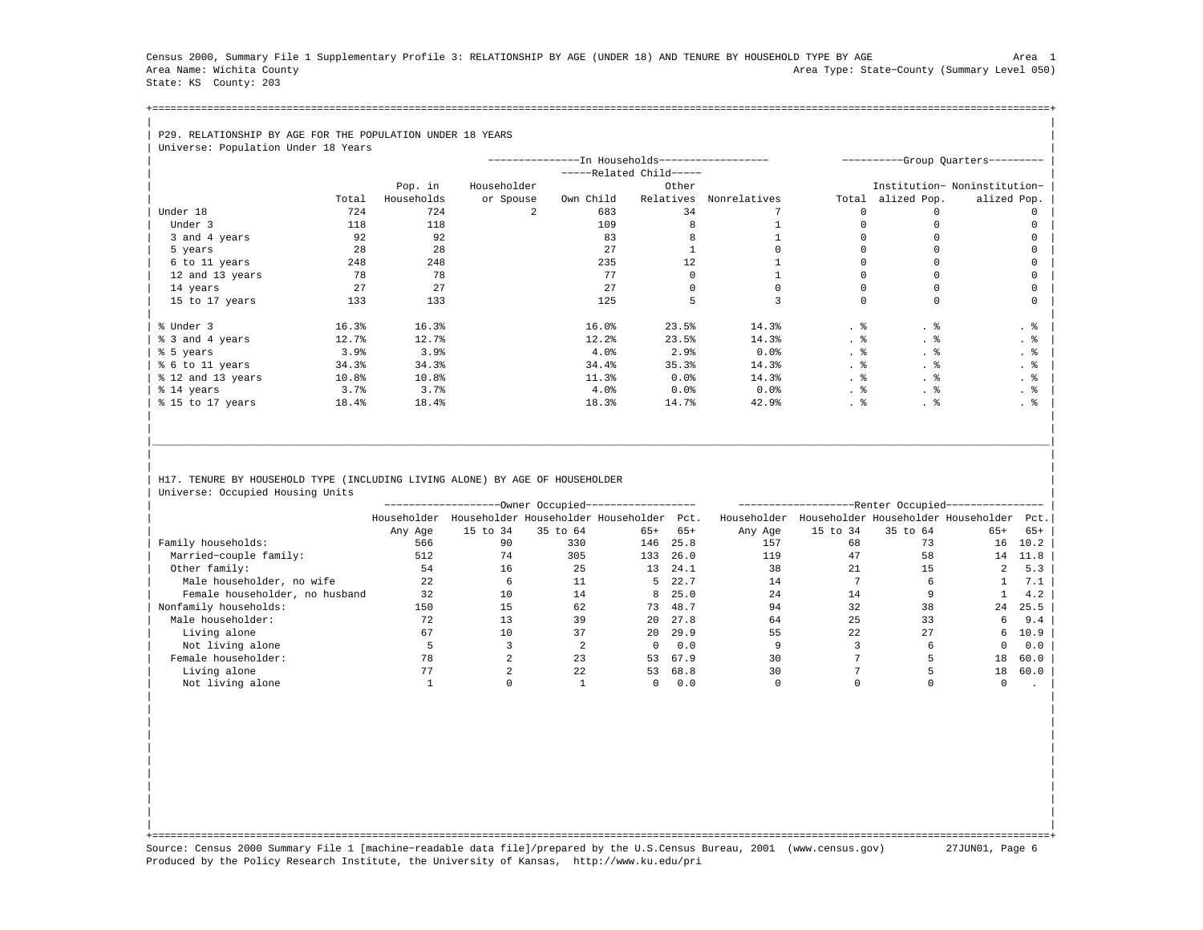Census 2000, Summary File 1 Supplementary Profile 3: RELATIONSHIP BY AGE (UNDER 18) AND TENURE BY HOUSEHOLD TYPE BY AGE Area 1
Area Name: Wichita County Area Type: State-County (Summary Level 050)
State: KS County: 203

## P29. RELATIONSHIP BY AGE FOR THE POPULATION UNDER 18 YEARS

Universe: Population Under 18 Years

| | | In Households | | | | | Group Quarters | | |
|---|---|---|---|---|---|---|---|---|---|
| | | | | Related Child | | | | | |
| | Total | Pop. in Households | Householder or Spouse | Own Child | Other Relatives | Nonrelatives | Total | Institutionalized Pop. | Noninstitutionalized Pop. |
| Under 18 | 724 | 724 | 2 | 683 | 34 | 7 | 0 | 0 | 0 |
| Under 3 | 118 | 118 | | 109 | 8 | 1 | 0 | 0 | 0 |
| 3 and 4 years | 92 | 92 | | 83 | 8 | 1 | 0 | 0 | 0 |
| 5 years | 28 | 28 | | 27 | 1 | 0 | 0 | 0 | 0 |
| 6 to 11 years | 248 | 248 | | 235 | 12 | 1 | 0 | 0 | 0 |
| 12 and 13 years | 78 | 78 | | 77 | 0 | 1 | 0 | 0 | 0 |
| 14 years | 27 | 27 | | 27 | 0 | 0 | 0 | 0 | 0 |
| 15 to 17 years | 133 | 133 | | 125 | 5 | 3 | 0 | 0 | 0 |
| % Under 3 | 16.3% | 16.3% | | 16.0% | 23.5% | 14.3% | . % | . % | . % |
| % 3 and 4 years | 12.7% | 12.7% | | 12.2% | 23.5% | 14.3% | . % | . % | . % |
| % 5 years | 3.9% | 3.9% | | 4.0% | 2.9% | 0.0% | . % | . % | . % |
| % 6 to 11 years | 34.3% | 34.3% | | 34.4% | 35.3% | 14.3% | . % | . % | . % |
| % 12 and 13 years | 10.8% | 10.8% | | 11.3% | 0.0% | 14.3% | . % | . % | . % |
| % 14 years | 3.7% | 3.7% | | 4.0% | 0.0% | 0.0% | . % | . % | . % |
| % 15 to 17 years | 18.4% | 18.4% | | 18.3% | 14.7% | 42.9% | . % | . % | . % |

## H17. TENURE BY HOUSEHOLD TYPE (INCLUDING LIVING ALONE) BY AGE OF HOUSEHOLDER

Universe: Occupied Housing Units

| | Owner Occupied | | | | | Renter Occupied | | | | |
|---|---|---|---|---|---|---|---|---|---|---|
| | Householder Any Age | Householder 15 to 34 | Householder 35 to 64 | Householder 65+ | Pct. 65+ | Householder Any Age | Householder 15 to 34 | Householder 35 to 64 | Householder 65+ | Pct. 65+ |
| Family households: | 566 | 90 | 330 | 146 | 25.8 | 157 | 68 | 73 | 16 | 10.2 |
| Married-couple family: | 512 | 74 | 305 | 133 | 26.0 | 119 | 47 | 58 | 14 | 11.8 |
| Other family: | 54 | 16 | 25 | 13 | 24.1 | 38 | 21 | 15 | 2 | 5.3 |
| Male householder, no wife | 22 | 6 | 11 | 5 | 22.7 | 14 | 7 | 6 | 1 | 7.1 |
| Female householder, no husband | 32 | 10 | 14 | 8 | 25.0 | 24 | 14 | 9 | 1 | 4.2 |
| Nonfamily households: | 150 | 15 | 62 | 73 | 48.7 | 94 | 32 | 38 | 24 | 25.5 |
| Male householder: | 72 | 13 | 39 | 20 | 27.8 | 64 | 25 | 33 | 6 | 9.4 |
| Living alone | 67 | 10 | 37 | 20 | 29.9 | 55 | 22 | 27 | 6 | 10.9 |
| Not living alone | 5 | 3 | 2 | 0 | 0.0 | 9 | 3 | 6 | 0 | 0.0 |
| Female householder: | 78 | 2 | 23 | 53 | 67.9 | 30 | 7 | 5 | 18 | 60.0 |
| Living alone | 77 | 2 | 22 | 53 | 68.8 | 30 | 7 | 5 | 18 | 60.0 |
| Not living alone | 1 | 0 | 1 | 0 | 0.0 | 0 | 0 | 0 | 0 | . |

Source: Census 2000 Summary File 1 [machine-readable data file]/prepared by the U.S.Census Bureau, 2001 (www.census.gov) 27JUN01
Produced by the Policy Research Institute, the University of Kansas, http://www.ku.edu/pri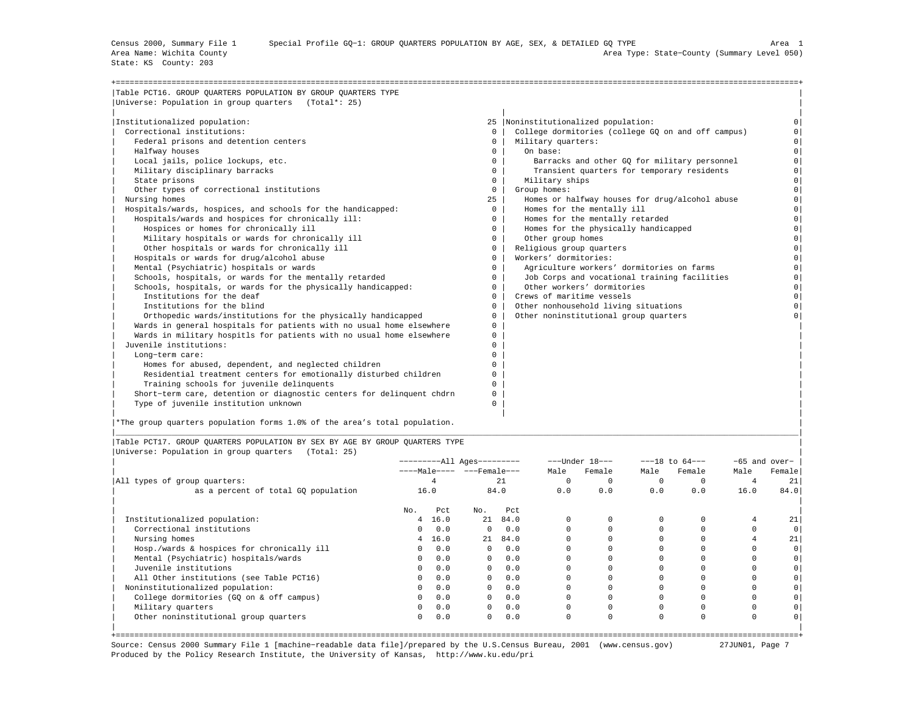Census 2000, Summary File 1 Special Profile GQ-1: GROUP QUARTERS POPULATION BY AGE, SEX, & DETAILED GQ TYPE Area 1
Area Name: Wichita County Area Type: State-County (Summary Level 050)
State: KS County: 203

## Table PCT16. GROUP QUARTERS POPULATION BY GROUP QUARTERS TYPE

Universe: Population in group quarters (Total*: 25)

| Institutionalized population: | 25 |
|---|---|
| Correctional institutions: | 0 |
| Federal prisons and detention centers | 0 |
| Halfway houses | 0 |
| Local jails, police lockups, etc. | 0 |
| Military disciplinary barracks | 0 |
| State prisons | 0 |
| Other types of correctional institutions | 0 |
| Nursing homes | 25 |
| Hospitals/wards, hospices, and schools for the handicapped: | 0 |
| Hospitals/wards and hospices for chronically ill: | 0 |
| Hospices or homes for chronically ill | 0 |
| Military hospitals or wards for chronically ill | 0 |
| Other hospitals or wards for chronically ill | 0 |
| Hospitals or wards for drug/alcohol abuse | 0 |
| Mental (Psychiatric) hospitals or wards | 0 |
| Schools, hospitals, or wards for the mentally retarded | 0 |
| Schools, hospitals, or wards for the physically handicapped: | 0 |
| Institutions for the deaf | 0 |
| Institutions for the blind | 0 |
| Orthopedic wards/institutions for the physically handicapped | 0 |
| Wards in general hospitals for patients with no usual home elsewhere | 0 |
| Wards in military hospitls for patients with no usual home elsewhere | 0 |
| Juvenile institutions: | 0 |
| Long-term care: | 0 |
| Homes for abused, dependent, and neglected children | 0 |
| Residential treatment centers for emotionally disturbed children | 0 |
| Training schools for juvenile delinquents | 0 |
| Short-term care, detention or diagnostic centers for delinquent chdrn | 0 |
| Type of juvenile institution unknown | 0 |

| Noninstitutionalized population: | 0 |
|---|---|
| College dormitories (college GQ on and off campus) | 0 |
| Military quarters: | 0 |
| On base: | 0 |
| Barracks and other GQ for military personnel | 0 |
| Transient quarters for temporary residents | 0 |
| Military ships | 0 |
| Group homes: | 0 |
| Homes or halfway houses for drug/alcohol abuse | 0 |
| Homes for the mentally ill | 0 |
| Homes for the mentally retarded | 0 |
| Homes for the physically handicapped | 0 |
| Other group homes | 0 |
| Religious group quarters | 0 |
| Workers' dormitories: | 0 |
| Agriculture workers' dormitories on farms | 0 |
| Job Corps and vocational training facilities | 0 |
| Other workers' dormitories | 0 |
| Crews of maritime vessels | 0 |
| Other nonhousehold living situations | 0 |
| Other noninstitutional group quarters | 0 |

*The group quarters population forms 1.0% of the area's total population.

## Table PCT17. GROUP QUARTERS POPULATION BY SEX BY AGE BY GROUP QUARTERS TYPE

Universe: Population in group quarters (Total: 25)

| | All Ages | | | | Under 18 | | 18 to 64 | | 65 and over | |
|---|---|---|---|---|---|---|---|---|---|---|
| | Male | | Female | | Male | Female | Male | Female | Male | Female |
| All types of group quarters: | 4 | | 21 | | 0 | 0 | 0 | 0 | 4 | 21 |
| as a percent of total GQ population | 16.0 | | 84.0 | | 0.0 | 0.0 | 0.0 | 0.0 | 16.0 | 84.0 |
| | No. | Pct | No. | Pct | | | | | | |
| Institutionalized population: | 4 | 16.0 | 21 | 84.0 | 0 | 0 | 0 | 0 | 4 | 21 |
| Correctional institutions | 0 | 0.0 | 0 | 0.0 | 0 | 0 | 0 | 0 | 0 | 0 |
| Nursing homes | 4 | 16.0 | 21 | 84.0 | 0 | 0 | 0 | 0 | 4 | 21 |
| Hosp./wards & hospices for chronically ill | 0 | 0.0 | 0 | 0.0 | 0 | 0 | 0 | 0 | 0 | 0 |
| Mental (Psychiatric) hospitals/wards | 0 | 0.0 | 0 | 0.0 | 0 | 0 | 0 | 0 | 0 | 0 |
| Juvenile institutions | 0 | 0.0 | 0 | 0.0 | 0 | 0 | 0 | 0 | 0 | 0 |
| All Other institutions (see Table PCT16) | 0 | 0.0 | 0 | 0.0 | 0 | 0 | 0 | 0 | 0 | 0 |
| Noninstitutionalized population: | 0 | 0.0 | 0 | 0.0 | 0 | 0 | 0 | 0 | 0 | 0 |
| College dormitories (GQ on & off campus) | 0 | 0.0 | 0 | 0.0 | 0 | 0 | 0 | 0 | 0 | 0 |
| Military quarters | 0 | 0.0 | 0 | 0.0 | 0 | 0 | 0 | 0 | 0 | 0 |
| Other noninstitutional group quarters | 0 | 0.0 | 0 | 0.0 | 0 | 0 | 0 | 0 | 0 | 0 |

Source: Census 2000 Summary File 1 [machine-readable data file]/prepared by the U.S.Census Bureau, 2001 (www.census.gov) 27JUN01
Produced by the Policy Research Institute, the University of Kansas, http://www.ku.edu/pri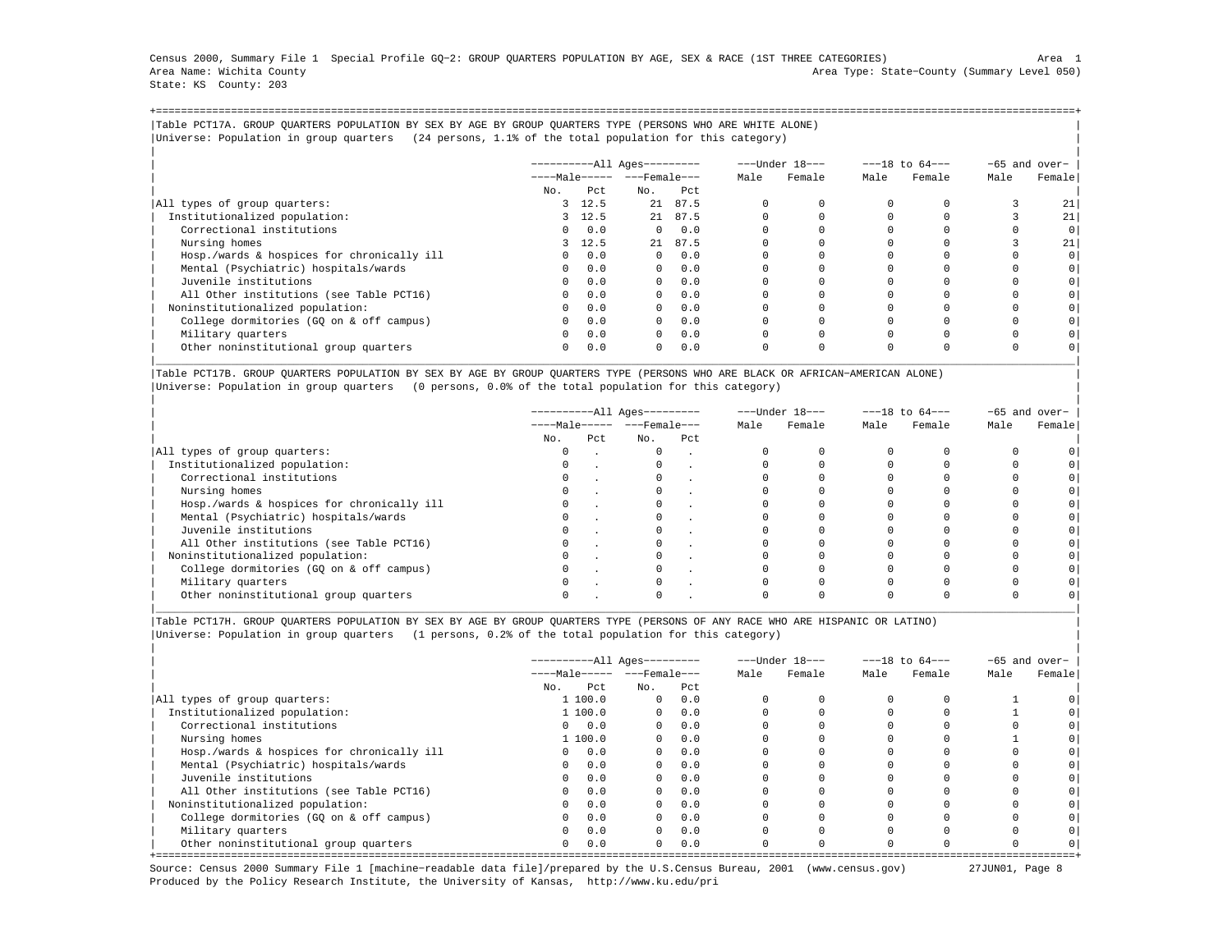Census 2000, Summary File 1 Special Profile GQ-2: GROUP QUARTERS POPULATION BY AGE, SEX & RACE (1ST THREE CATEGORIES) Area 1
Area Name: Wichita County Area Type: State-County (Summary Level 050)
State: KS County: 203

## Table PCT17A. GROUP QUARTERS POPULATION BY SEX BY AGE BY GROUP QUARTERS TYPE (PERSONS WHO ARE WHITE ALONE)

Universe: Population in group quarters (24 persons, 1.1% of the total population for this category)

| | All Ages | | | | Under 18 | | 18 to 64 | | 65 and over | |
|---|---|---|---|---|---|---|---|---|---|---|
| | Male | | Female | | Male | Female | Male | Female | Male | Female |
| | No. | Pct | No. | Pct | | | | | | |
| All types of group quarters: | 3 | 12.5 | 21 | 87.5 | 0 | 0 | 0 | 0 | 3 | 21 |
| Institutionalized population: | 3 | 12.5 | 21 | 87.5 | 0 | 0 | 0 | 0 | 3 | 21 |
| Correctional institutions | 0 | 0.0 | 0 | 0.0 | 0 | 0 | 0 | 0 | 0 | 0 |
| Nursing homes | 3 | 12.5 | 21 | 87.5 | 0 | 0 | 0 | 0 | 3 | 21 |
| Hosp./wards & hospices for chronically ill | 0 | 0.0 | 0 | 0.0 | 0 | 0 | 0 | 0 | 0 | 0 |
| Mental (Psychiatric) hospitals/wards | 0 | 0.0 | 0 | 0.0 | 0 | 0 | 0 | 0 | 0 | 0 |
| Juvenile institutions | 0 | 0.0 | 0 | 0.0 | 0 | 0 | 0 | 0 | 0 | 0 |
| All Other institutions (see Table PCT16) | 0 | 0.0 | 0 | 0.0 | 0 | 0 | 0 | 0 | 0 | 0 |
| Noninstitutionalized population: | 0 | 0.0 | 0 | 0.0 | 0 | 0 | 0 | 0 | 0 | 0 |
| College dormitories (GQ on & off campus) | 0 | 0.0 | 0 | 0.0 | 0 | 0 | 0 | 0 | 0 | 0 |
| Military quarters | 0 | 0.0 | 0 | 0.0 | 0 | 0 | 0 | 0 | 0 | 0 |
| Other noninstitutional group quarters | 0 | 0.0 | 0 | 0.0 | 0 | 0 | 0 | 0 | 0 | 0 |

## Table PCT17B. GROUP QUARTERS POPULATION BY SEX BY AGE BY GROUP QUARTERS TYPE (PERSONS WHO ARE BLACK OR AFRICAN-AMERICAN ALONE)

Universe: Population in group quarters (0 persons, 0.0% of the total population for this category)

| | All Ages | | | | Under 18 | | 18 to 64 | | 65 and over | |
|---|---|---|---|---|---|---|---|---|---|---|
| | Male | | Female | | Male | Female | Male | Female | Male | Female |
| | No. | Pct | No. | Pct | | | | | | |
| All types of group quarters: | 0 | . | 0 | . | 0 | 0 | 0 | 0 | 0 | 0 |
| Institutionalized population: | 0 | . | 0 | . | 0 | 0 | 0 | 0 | 0 | 0 |
| Correctional institutions | 0 | . | 0 | . | 0 | 0 | 0 | 0 | 0 | 0 |
| Nursing homes | 0 | . | 0 | . | 0 | 0 | 0 | 0 | 0 | 0 |
| Hosp./wards & hospices for chronically ill | 0 | . | 0 | . | 0 | 0 | 0 | 0 | 0 | 0 |
| Mental (Psychiatric) hospitals/wards | 0 | . | 0 | . | 0 | 0 | 0 | 0 | 0 | 0 |
| Juvenile institutions | 0 | . | 0 | . | 0 | 0 | 0 | 0 | 0 | 0 |
| All Other institutions (see Table PCT16) | 0 | . | 0 | . | 0 | 0 | 0 | 0 | 0 | 0 |
| Noninstitutionalized population: | 0 | . | 0 | . | 0 | 0 | 0 | 0 | 0 | 0 |
| College dormitories (GQ on & off campus) | 0 | . | 0 | . | 0 | 0 | 0 | 0 | 0 | 0 |
| Military quarters | 0 | . | 0 | . | 0 | 0 | 0 | 0 | 0 | 0 |
| Other noninstitutional group quarters | 0 | . | 0 | . | 0 | 0 | 0 | 0 | 0 | 0 |

## Table PCT17H. GROUP QUARTERS POPULATION BY SEX BY AGE BY GROUP QUARTERS TYPE (PERSONS OF ANY RACE WHO ARE HISPANIC OR LATINO)

Universe: Population in group quarters (1 persons, 0.2% of the total population for this category)

| | All Ages | | | | Under 18 | | 18 to 64 | | 65 and over | |
|---|---|---|---|---|---|---|---|---|---|---|
| | Male | | Female | | Male | Female | Male | Female | Male | Female |
| | No. | Pct | No. | Pct | | | | | | |
| All types of group quarters: | 1 | 100.0 | 0 | 0.0 | 0 | 0 | 0 | 0 | 1 | 0 |
| Institutionalized population: | 1 | 100.0 | 0 | 0.0 | 0 | 0 | 0 | 0 | 1 | 0 |
| Correctional institutions | 0 | 0.0 | 0 | 0.0 | 0 | 0 | 0 | 0 | 0 | 0 |
| Nursing homes | 1 | 100.0 | 0 | 0.0 | 0 | 0 | 0 | 0 | 1 | 0 |
| Hosp./wards & hospices for chronically ill | 0 | 0.0 | 0 | 0.0 | 0 | 0 | 0 | 0 | 0 | 0 |
| Mental (Psychiatric) hospitals/wards | 0 | 0.0 | 0 | 0.0 | 0 | 0 | 0 | 0 | 0 | 0 |
| Juvenile institutions | 0 | 0.0 | 0 | 0.0 | 0 | 0 | 0 | 0 | 0 | 0 |
| All Other institutions (see Table PCT16) | 0 | 0.0 | 0 | 0.0 | 0 | 0 | 0 | 0 | 0 | 0 |
| Noninstitutionalized population: | 0 | 0.0 | 0 | 0.0 | 0 | 0 | 0 | 0 | 0 | 0 |
| College dormitories (GQ on & off campus) | 0 | 0.0 | 0 | 0.0 | 0 | 0 | 0 | 0 | 0 | 0 |
| Military quarters | 0 | 0.0 | 0 | 0.0 | 0 | 0 | 0 | 0 | 0 | 0 |
| Other noninstitutional group quarters | 0 | 0.0 | 0 | 0.0 | 0 | 0 | 0 | 0 | 0 | 0 |

Source: Census 2000 Summary File 1 [machine-readable data file]/prepared by the U.S.Census Bureau, 2001 (www.census.gov) 27JUN01
Produced by the Policy Research Institute, the University of Kansas, http://www.ku.edu/pri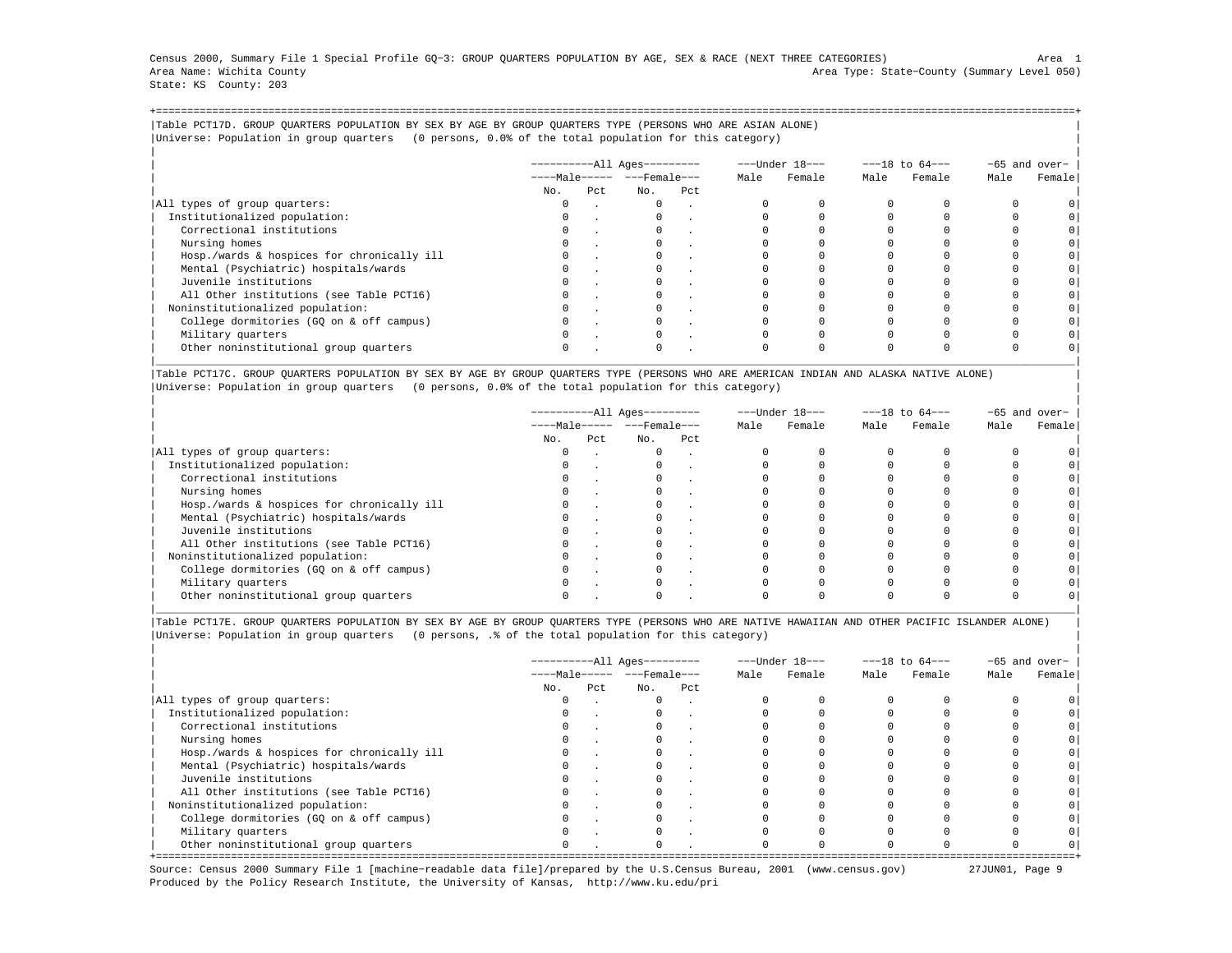Census 2000, Summary File 1 Special Profile GQ-3: GROUP QUARTERS POPULATION BY AGE, SEX & RACE (NEXT THREE CATEGORIES) Area 1
Area Name: Wichita County Area Type: State-County (Summary Level 050)
State: KS County: 203

## Table PCT17D. GROUP QUARTERS POPULATION BY SEX BY AGE BY GROUP QUARTERS TYPE (PERSONS WHO ARE ASIAN ALONE)

Universe: Population in group quarters (0 persons, 0.0% of the total population for this category)

| | All Ages | | | | Under 18 | | 18 to 64 | | 65 and over | |
|---|---|---|---|---|---|---|---|---|---|---|
| | Male | | Female | | | | | | | |
| | No. | Pct | No. | Pct | Male | Female | Male | Female | Male | Female |
| All types of group quarters: | 0 | . | 0 | . | 0 | 0 | 0 | 0 | 0 | 0 |
| Institutionalized population: | 0 | . | 0 | . | 0 | 0 | 0 | 0 | 0 | 0 |
| Correctional institutions | 0 | . | 0 | . | 0 | 0 | 0 | 0 | 0 | 0 |
| Nursing homes | 0 | . | 0 | . | 0 | 0 | 0 | 0 | 0 | 0 |
| Hosp./wards & hospices for chronically ill | 0 | . | 0 | . | 0 | 0 | 0 | 0 | 0 | 0 |
| Mental (Psychiatric) hospitals/wards | 0 | . | 0 | . | 0 | 0 | 0 | 0 | 0 | 0 |
| Juvenile institutions | 0 | . | 0 | . | 0 | 0 | 0 | 0 | 0 | 0 |
| All Other institutions (see Table PCT16) | 0 | . | 0 | . | 0 | 0 | 0 | 0 | 0 | 0 |
| Noninstitutionalized population: | 0 | . | 0 | . | 0 | 0 | 0 | 0 | 0 | 0 |
| College dormitories (GQ on & off campus) | 0 | . | 0 | . | 0 | 0 | 0 | 0 | 0 | 0 |
| Military quarters | 0 | . | 0 | . | 0 | 0 | 0 | 0 | 0 | 0 |
| Other noninstitutional group quarters | 0 | . | 0 | . | 0 | 0 | 0 | 0 | 0 | 0 |

## Table PCT17C. GROUP QUARTERS POPULATION BY SEX BY AGE BY GROUP QUARTERS TYPE (PERSONS WHO ARE AMERICAN INDIAN AND ALASKA NATIVE ALONE)

Universe: Population in group quarters (0 persons, 0.0% of the total population for this category)

| | All Ages | | | | Under 18 | | 18 to 64 | | 65 and over | |
|---|---|---|---|---|---|---|---|---|---|---|
| | Male | | Female | | | | | | | |
| | No. | Pct | No. | Pct | Male | Female | Male | Female | Male | Female |
| All types of group quarters: | 0 | . | 0 | . | 0 | 0 | 0 | 0 | 0 | 0 |
| Institutionalized population: | 0 | . | 0 | . | 0 | 0 | 0 | 0 | 0 | 0 |
| Correctional institutions | 0 | . | 0 | . | 0 | 0 | 0 | 0 | 0 | 0 |
| Nursing homes | 0 | . | 0 | . | 0 | 0 | 0 | 0 | 0 | 0 |
| Hosp./wards & hospices for chronically ill | 0 | . | 0 | . | 0 | 0 | 0 | 0 | 0 | 0 |
| Mental (Psychiatric) hospitals/wards | 0 | . | 0 | . | 0 | 0 | 0 | 0 | 0 | 0 |
| Juvenile institutions | 0 | . | 0 | . | 0 | 0 | 0 | 0 | 0 | 0 |
| All Other institutions (see Table PCT16) | 0 | . | 0 | . | 0 | 0 | 0 | 0 | 0 | 0 |
| Noninstitutionalized population: | 0 | . | 0 | . | 0 | 0 | 0 | 0 | 0 | 0 |
| College dormitories (GQ on & off campus) | 0 | . | 0 | . | 0 | 0 | 0 | 0 | 0 | 0 |
| Military quarters | 0 | . | 0 | . | 0 | 0 | 0 | 0 | 0 | 0 |
| Other noninstitutional group quarters | 0 | . | 0 | . | 0 | 0 | 0 | 0 | 0 | 0 |

## Table PCT17E. GROUP QUARTERS POPULATION BY SEX BY AGE BY GROUP QUARTERS TYPE (PERSONS WHO ARE NATIVE HAWAIIAN AND OTHER PACIFIC ISLANDER ALONE)

Universe: Population in group quarters (0 persons, .% of the total population for this category)

| | All Ages | | | | Under 18 | | 18 to 64 | | 65 and over | |
|---|---|---|---|---|---|---|---|---|---|---|
| | Male | | Female | | | | | | | |
| | No. | Pct | No. | Pct | Male | Female | Male | Female | Male | Female |
| All types of group quarters: | 0 | . | 0 | . | 0 | 0 | 0 | 0 | 0 | 0 |
| Institutionalized population: | 0 | . | 0 | . | 0 | 0 | 0 | 0 | 0 | 0 |
| Correctional institutions | 0 | . | 0 | . | 0 | 0 | 0 | 0 | 0 | 0 |
| Nursing homes | 0 | . | 0 | . | 0 | 0 | 0 | 0 | 0 | 0 |
| Hosp./wards & hospices for chronically ill | 0 | . | 0 | . | 0 | 0 | 0 | 0 | 0 | 0 |
| Mental (Psychiatric) hospitals/wards | 0 | . | 0 | . | 0 | 0 | 0 | 0 | 0 | 0 |
| Juvenile institutions | 0 | . | 0 | . | 0 | 0 | 0 | 0 | 0 | 0 |
| All Other institutions (see Table PCT16) | 0 | . | 0 | . | 0 | 0 | 0 | 0 | 0 | 0 |
| Noninstitutionalized population: | 0 | . | 0 | . | 0 | 0 | 0 | 0 | 0 | 0 |
| College dormitories (GQ on & off campus) | 0 | . | 0 | . | 0 | 0 | 0 | 0 | 0 | 0 |
| Military quarters | 0 | . | 0 | . | 0 | 0 | 0 | 0 | 0 | 0 |
| Other noninstitutional group quarters | 0 | . | 0 | . | 0 | 0 | 0 | 0 | 0 | 0 |

Source: Census 2000 Summary File 1 [machine-readable data file]/prepared by the U.S.Census Bureau, 2001 (www.census.gov) 27JUN01
Produced by the Policy Research Institute, the University of Kansas, http://www.ku.edu/pri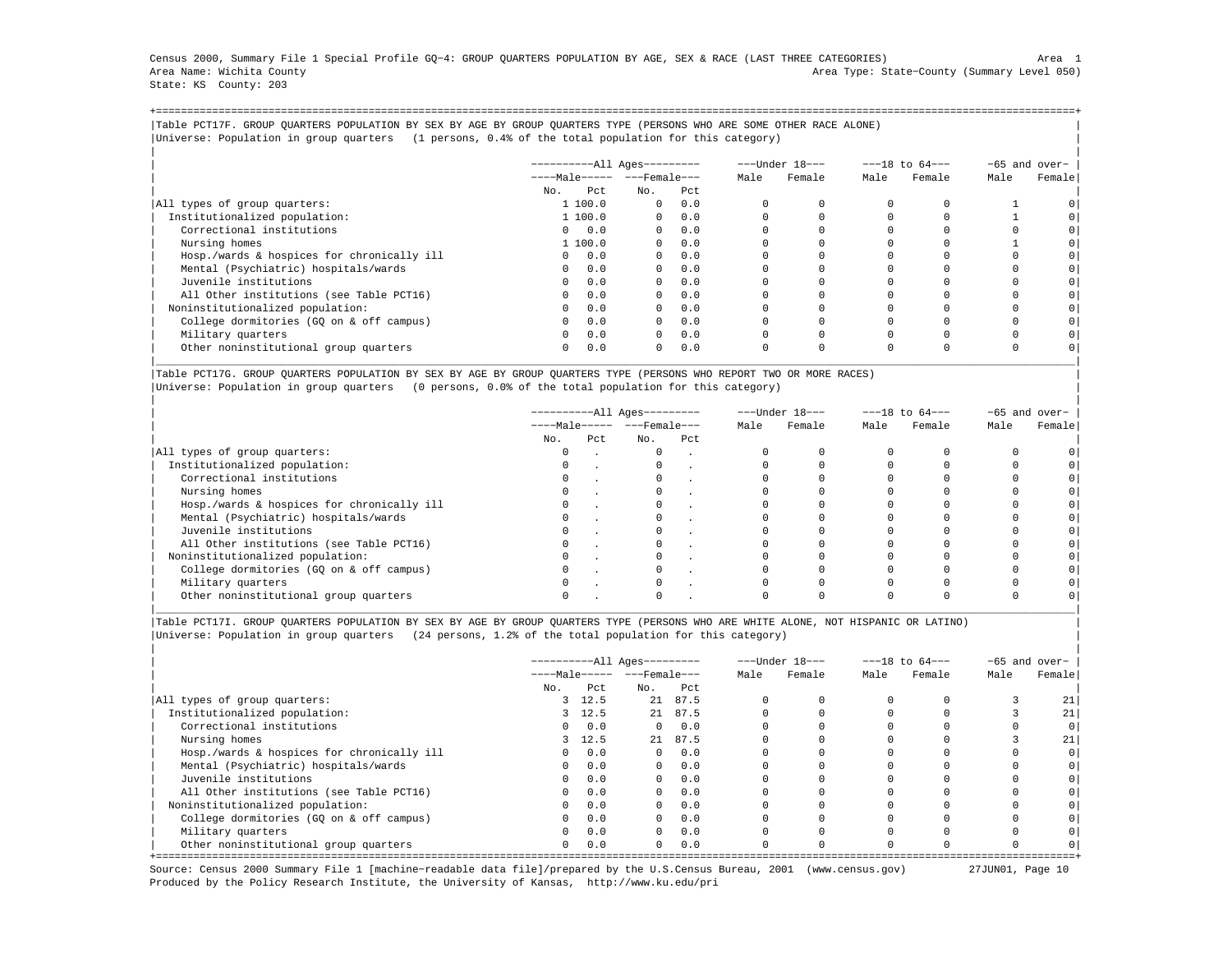Census 2000, Summary File 1 Special Profile GQ-4: GROUP QUARTERS POPULATION BY AGE, SEX & RACE (LAST THREE CATEGORIES) Area 1
Area Name: Wichita County Area Type: State-County (Summary Level 050)
State: KS County: 203

## Table PCT17F. GROUP QUARTERS POPULATION BY SEX BY AGE BY GROUP QUARTERS TYPE (PERSONS WHO ARE SOME OTHER RACE ALONE)

Universe: Population in group quarters (1 persons, 0.4% of the total population for this category)

| | All Ages | | | | Under 18 | | 18 to 64 | | 65 and over | |
|---|---|---|---|---|---|---|---|---|---|---|
| | Male | | Female | | | | | | | |
| | No. | Pct | No. | Pct | Male | Female | Male | Female | Male | Female |
| All types of group quarters: | 1 | 100.0 | 0 | 0.0 | 0 | 0 | 0 | 0 | 1 | 0 |
| Institutionalized population: | 1 | 100.0 | 0 | 0.0 | 0 | 0 | 0 | 0 | 1 | 0 |
| Correctional institutions | 0 | 0.0 | 0 | 0.0 | 0 | 0 | 0 | 0 | 0 | 0 |
| Nursing homes | 1 | 100.0 | 0 | 0.0 | 0 | 0 | 0 | 0 | 1 | 0 |
| Hosp./wards & hospices for chronically ill | 0 | 0.0 | 0 | 0.0 | 0 | 0 | 0 | 0 | 0 | 0 |
| Mental (Psychiatric) hospitals/wards | 0 | 0.0 | 0 | 0.0 | 0 | 0 | 0 | 0 | 0 | 0 |
| Juvenile institutions | 0 | 0.0 | 0 | 0.0 | 0 | 0 | 0 | 0 | 0 | 0 |
| All Other institutions (see Table PCT16) | 0 | 0.0 | 0 | 0.0 | 0 | 0 | 0 | 0 | 0 | 0 |
| Noninstitutionalized population: | 0 | 0.0 | 0 | 0.0 | 0 | 0 | 0 | 0 | 0 | 0 |
| College dormitories (GQ on & off campus) | 0 | 0.0 | 0 | 0.0 | 0 | 0 | 0 | 0 | 0 | 0 |
| Military quarters | 0 | 0.0 | 0 | 0.0 | 0 | 0 | 0 | 0 | 0 | 0 |
| Other noninstitutional group quarters | 0 | 0.0 | 0 | 0.0 | 0 | 0 | 0 | 0 | 0 | 0 |

## Table PCT17G. GROUP QUARTERS POPULATION BY SEX BY AGE BY GROUP QUARTERS TYPE (PERSONS WHO REPORT TWO OR MORE RACES)

Universe: Population in group quarters (0 persons, 0.0% of the total population for this category)

| | All Ages | | | | Under 18 | | 18 to 64 | | 65 and over | |
|---|---|---|---|---|---|---|---|---|---|---|
| | Male | | Female | | | | | | | |
| | No. | Pct | No. | Pct | Male | Female | Male | Female | Male | Female |
| All types of group quarters: | 0 | . | 0 | . | 0 | 0 | 0 | 0 | 0 | 0 |
| Institutionalized population: | 0 | . | 0 | . | 0 | 0 | 0 | 0 | 0 | 0 |
| Correctional institutions | 0 | . | 0 | . | 0 | 0 | 0 | 0 | 0 | 0 |
| Nursing homes | 0 | . | 0 | . | 0 | 0 | 0 | 0 | 0 | 0 |
| Hosp./wards & hospices for chronically ill | 0 | . | 0 | . | 0 | 0 | 0 | 0 | 0 | 0 |
| Mental (Psychiatric) hospitals/wards | 0 | . | 0 | . | 0 | 0 | 0 | 0 | 0 | 0 |
| Juvenile institutions | 0 | . | 0 | . | 0 | 0 | 0 | 0 | 0 | 0 |
| All Other institutions (see Table PCT16) | 0 | . | 0 | . | 0 | 0 | 0 | 0 | 0 | 0 |
| Noninstitutionalized population: | 0 | . | 0 | . | 0 | 0 | 0 | 0 | 0 | 0 |
| College dormitories (GQ on & off campus) | 0 | . | 0 | . | 0 | 0 | 0 | 0 | 0 | 0 |
| Military quarters | 0 | . | 0 | . | 0 | 0 | 0 | 0 | 0 | 0 |
| Other noninstitutional group quarters | 0 | . | 0 | . | 0 | 0 | 0 | 0 | 0 | 0 |

## Table PCT17I. GROUP QUARTERS POPULATION BY SEX BY AGE BY GROUP QUARTERS TYPE (PERSONS WHO ARE WHITE ALONE, NOT HISPANIC OR LATINO)

Universe: Population in group quarters (24 persons, 1.2% of the total population for this category)

| | All Ages | | | | Under 18 | | 18 to 64 | | 65 and over | |
|---|---|---|---|---|---|---|---|---|---|---|
| | Male | | Female | | | | | | | |
| | No. | Pct | No. | Pct | Male | Female | Male | Female | Male | Female |
| All types of group quarters: | 3 | 12.5 | 21 | 87.5 | 0 | 0 | 0 | 0 | 3 | 21 |
| Institutionalized population: | 3 | 12.5 | 21 | 87.5 | 0 | 0 | 0 | 0 | 3 | 21 |
| Correctional institutions | 0 | 0.0 | 0 | 0.0 | 0 | 0 | 0 | 0 | 0 | 0 |
| Nursing homes | 3 | 12.5 | 21 | 87.5 | 0 | 0 | 0 | 0 | 3 | 21 |
| Hosp./wards & hospices for chronically ill | 0 | 0.0 | 0 | 0.0 | 0 | 0 | 0 | 0 | 0 | 0 |
| Mental (Psychiatric) hospitals/wards | 0 | 0.0 | 0 | 0.0 | 0 | 0 | 0 | 0 | 0 | 0 |
| Juvenile institutions | 0 | 0.0 | 0 | 0.0 | 0 | 0 | 0 | 0 | 0 | 0 |
| All Other institutions (see Table PCT16) | 0 | 0.0 | 0 | 0.0 | 0 | 0 | 0 | 0 | 0 | 0 |
| Noninstitutionalized population: | 0 | 0.0 | 0 | 0.0 | 0 | 0 | 0 | 0 | 0 | 0 |
| College dormitories (GQ on & off campus) | 0 | 0.0 | 0 | 0.0 | 0 | 0 | 0 | 0 | 0 | 0 |
| Military quarters | 0 | 0.0 | 0 | 0.0 | 0 | 0 | 0 | 0 | 0 | 0 |
| Other noninstitutional group quarters | 0 | 0.0 | 0 | 0.0 | 0 | 0 | 0 | 0 | 0 | 0 |

Source: Census 2000 Summary File 1 [machine-readable data file]/prepared by the U.S.Census Bureau, 2001 (www.census.gov) 27JUN01
Produced by the Policy Research Institute, the University of Kansas, http://www.ku.edu/pri